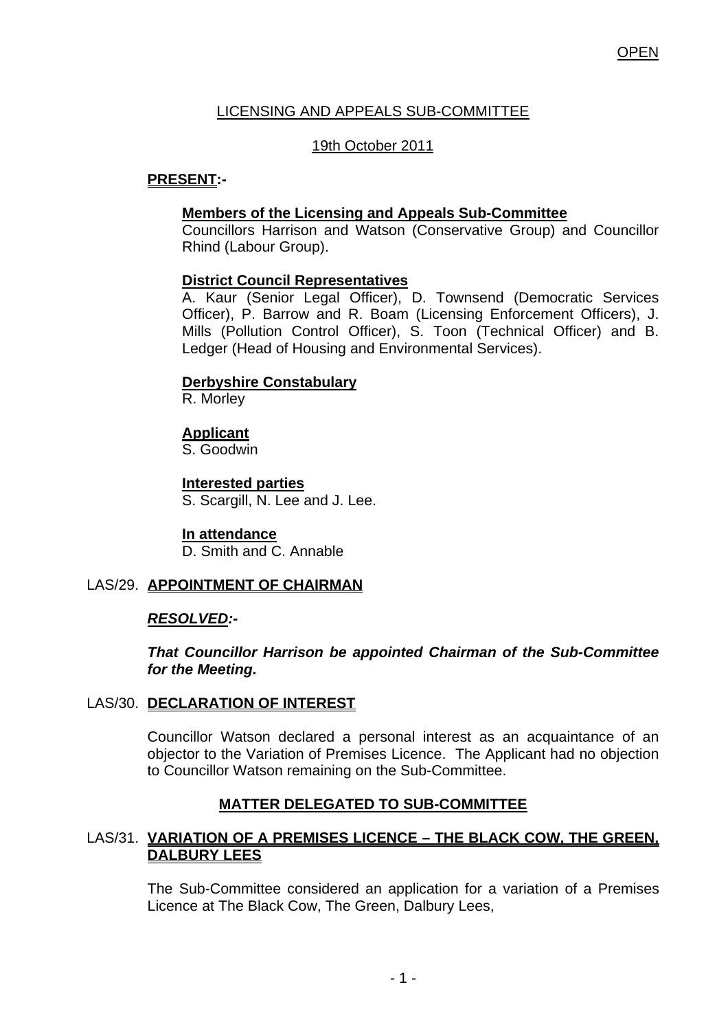OPEN

# LICENSING AND APPEALS SUB-COMMITTEE

## 19th October 2011

**PRESENT:-**

**Members of the Licensing and Appeals Sub-Committee**
Councillors Harrison and Watson (Conservative Group) and Councillor Rhind (Labour Group).

**District Council Representatives**
A. Kaur (Senior Legal Officer), D. Townsend (Democratic Services Officer), P. Barrow and R. Boam (Licensing Enforcement Officers), J. Mills (Pollution Control Officer), S. Toon (Technical Officer) and B. Ledger (Head of Housing and Environmental Services).

**Derbyshire Constabulary**
R. Morley

**Applicant**
S. Goodwin

**Interested parties**
S. Scargill, N. Lee and J. Lee.

**In attendance**
D. Smith and C. Annable

### LAS/29. APPOINTMENT OF CHAIRMAN

***RESOLVED:-***

***That Councillor Harrison be appointed Chairman of the Sub-Committee for the Meeting.***

### LAS/30. DECLARATION OF INTEREST

Councillor Watson declared a personal interest as an acquaintance of an objector to the Variation of Premises Licence. The Applicant had no objection to Councillor Watson remaining on the Sub-Committee.

## MATTER DELEGATED TO SUB-COMMITTEE

### LAS/31. VARIATION OF A PREMISES LICENCE – THE BLACK COW, THE GREEN, DALBURY LEES

The Sub-Committee considered an application for a variation of a Premises Licence at The Black Cow, The Green, Dalbury Lees,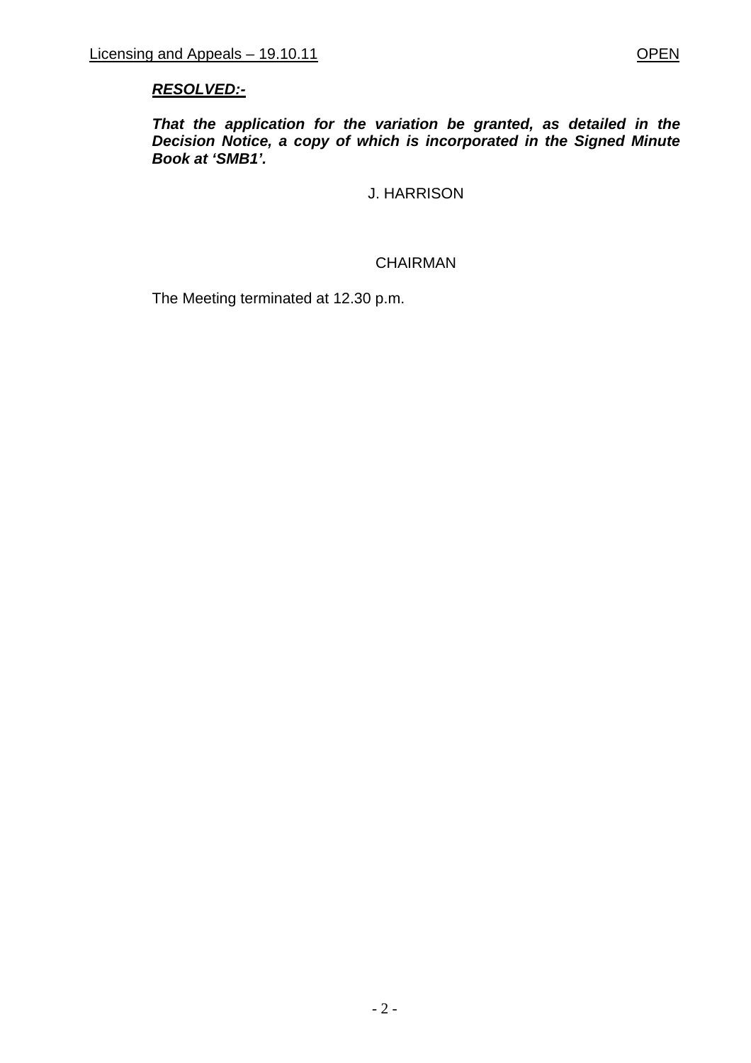***RESOLVED:-***

***That the application for the variation be granted, as detailed in the Decision Notice, a copy of which is incorporated in the Signed Minute Book at 'SMB1'.***

J. HARRISON

CHAIRMAN

The Meeting terminated at 12.30 p.m.